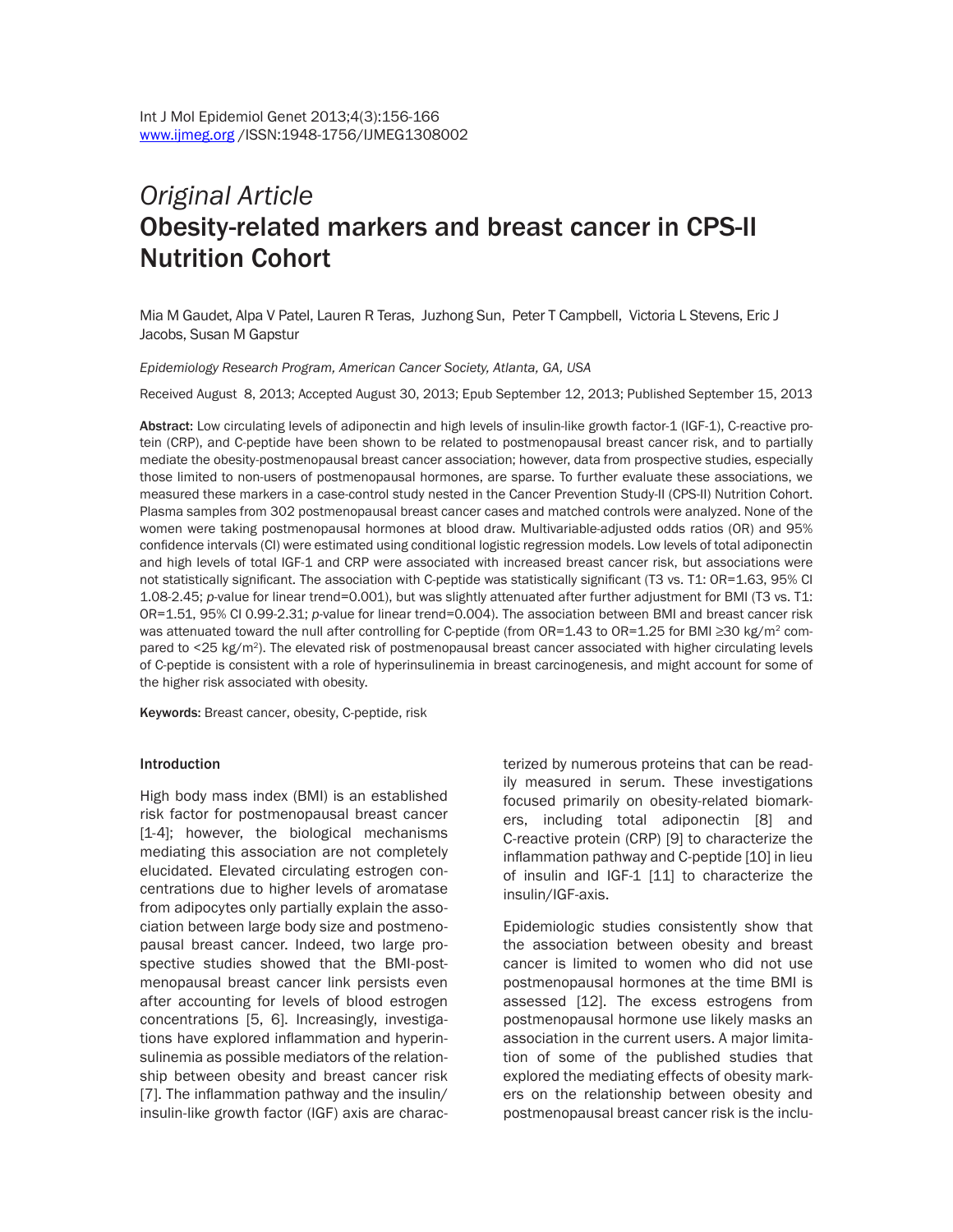*Original Article*

# Obesity-related markers and breast cancer in CPS-II Nutrition Cohort

Mia M Gaudet, Alpa V Patel, Lauren R Teras, Juzhong Sun, Peter T Campbell, Victoria L Stevens, Eric J Jacobs, Susan M Gapstur

*Epidemiology Research Program, American Cancer Society, Atlanta, GA, USA*

Received August 8, 2013; Accepted August 30, 2013; Epub September 12, 2013; Published September 15, 2013

**Abstract:** Low circulating levels of adiponectin and high levels of insulin-like growth factor-1 (IGF-1), C-reactive protein (CRP), and C-peptide have been shown to be related to postmenopausal breast cancer risk, and to partially mediate the obesity-postmenopausal breast cancer association; however, data from prospective studies, especially those limited to non-users of postmenopausal hormones, are sparse. To further evaluate these associations, we measured these markers in a case-control study nested in the Cancer Prevention Study-II (CPS-II) Nutrition Cohort. Plasma samples from 302 postmenopausal breast cancer cases and matched controls were analyzed. None of the women were taking postmenopausal hormones at blood draw. Multivariable-adjusted odds ratios (OR) and 95% confidence intervals (CI) were estimated using conditional logistic regression models. Low levels of total adiponectin and high levels of total IGF-1 and CRP were associated with increased breast cancer risk, but associations were not statistically significant. The association with C-peptide was statistically significant (T3 vs. T1: OR=1.63, 95% CI 1.08-2.45; *p*-value for linear trend=0.001), but was slightly attenuated after further adjustment for BMI (T3 vs. T1: OR=1.51, 95% CI 0.99-2.31; *p*-value for linear trend=0.004). The association between BMI and breast cancer risk was attenuated toward the null after controlling for C-peptide (from OR=1.43 to OR=1.25 for BMI ≥30 kg/m$^2$ compared to <25 kg/m$^2$). The elevated risk of postmenopausal breast cancer associated with higher circulating levels of C-peptide is consistent with a role of hyperinsulinemia in breast carcinogenesis, and might account for some of the higher risk associated with obesity.

**Keywords:** Breast cancer, obesity, C-peptide, risk

## Introduction

High body mass index (BMI) is an established risk factor for postmenopausal breast cancer [1-4]; however, the biological mechanisms mediating this association are not completely elucidated. Elevated circulating estrogen concentrations due to higher levels of aromatase from adipocytes only partially explain the association between large body size and postmenopausal breast cancer. Indeed, two large prospective studies showed that the BMI-postmenopausal breast cancer link persists even after accounting for levels of blood estrogen concentrations [5, 6]. Increasingly, investigations have explored inflammation and hyperinsulinemia as possible mediators of the relationship between obesity and breast cancer risk [7]. The inflammation pathway and the insulin/insulin-like growth factor (IGF) axis are characterized by numerous proteins that can be readily measured in serum. These investigations focused primarily on obesity-related biomarkers, including total adiponectin [8] and C-reactive protein (CRP) [9] to characterize the inflammation pathway and C-peptide [10] in lieu of insulin and IGF-1 [11] to characterize the insulin/IGF-axis.

Epidemiologic studies consistently show that the association between obesity and breast cancer is limited to women who did not use postmenopausal hormones at the time BMI is assessed [12]. The excess estrogens from postmenopausal hormone use likely masks an association in the current users. A major limitation of some of the published studies that explored the mediating effects of obesity markers on the relationship between obesity and postmenopausal breast cancer risk is the inclu-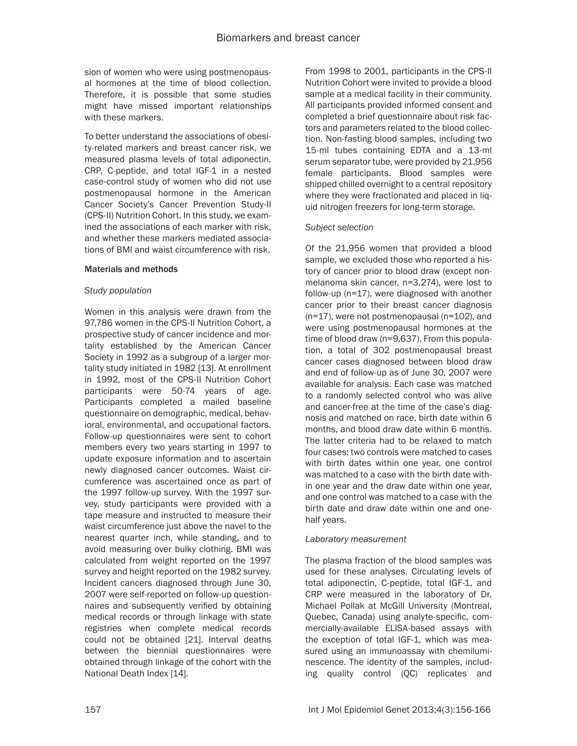sion of women who were using postmenopausal hormones at the time of blood collection. Therefore, it is possible that some studies might have missed important relationships with these markers.

To better understand the associations of obesity-related markers and breast cancer risk, we measured plasma levels of total adiponectin, CRP, C-peptide, and total IGF-1 in a nested case-control study of women who did not use postmenopausal hormone in the American Cancer Society's Cancer Prevention Study-II (CPS-II) Nutrition Cohort. In this study, we examined the associations of each marker with risk, and whether these markers mediated associations of BMI and waist circumference with risk.

## Materials and methods

### *Study population*

Women in this analysis were drawn from the 97,786 women in the CPS-II Nutrition Cohort, a prospective study of cancer incidence and mortality established by the American Cancer Society in 1992 as a subgroup of a larger mortality study initiated in 1982 [13]. At enrollment in 1992, most of the CPS-II Nutrition Cohort participants were 50-74 years of age. Participants completed a mailed baseline questionnaire on demographic, medical, behavioral, environmental, and occupational factors. Follow-up questionnaires were sent to cohort members every two years starting in 1997 to update exposure information and to ascertain newly diagnosed cancer outcomes. Waist circumference was ascertained once as part of the 1997 follow-up survey. With the 1997 survey, study participants were provided with a tape measure and instructed to measure their waist circumference just above the navel to the nearest quarter inch, while standing, and to avoid measuring over bulky clothing. BMI was calculated from weight reported on the 1997 survey and height reported on the 1982 survey. Incident cancers diagnosed through June 30, 2007 were self-reported on follow-up questionnaires and subsequently verified by obtaining medical records or through linkage with state registries when complete medical records could not be obtained [21]. Interval deaths between the biennial questionnaires were obtained through linkage of the cohort with the National Death Index [14].

From 1998 to 2001, participants in the CPS-II Nutrition Cohort were invited to provide a blood sample at a medical facility in their community. All participants provided informed consent and completed a brief questionnaire about risk factors and parameters related to the blood collection. Non-fasting blood samples, including two 15-ml tubes containing EDTA and a 13-ml serum separator tube, were provided by 21,956 female participants. Blood samples were shipped chilled overnight to a central repository where they were fractionated and placed in liquid nitrogen freezers for long-term storage.

### *Subject selection*

Of the 21,956 women that provided a blood sample, we excluded those who reported a history of cancer prior to blood draw (except non-melanoma skin cancer, n=3,274), were lost to follow-up (n=17), were diagnosed with another cancer prior to their breast cancer diagnosis (n=17), were not postmenopausal (n=102), and were using postmenopausal hormones at the time of blood draw (n=9,637). From this population, a total of 302 postmenopausal breast cancer cases diagnosed between blood draw and end of follow-up as of June 30, 2007 were available for analysis. Each case was matched to a randomly selected control who was alive and cancer-free at the time of the case's diagnosis and matched on race, birth date within 6 months, and blood draw date within 6 months. The latter criteria had to be relaxed to match four cases: two controls were matched to cases with birth dates within one year, one control was matched to a case with the birth date within one year and the draw date within one year, and one control was matched to a case with the birth date and draw date within one and one-half years.

### *Laboratory measurement*

The plasma fraction of the blood samples was used for these analyses. Circulating levels of total adiponectin, C-peptide, total IGF-1, and CRP were measured in the laboratory of Dr. Michael Pollak at McGill University (Montreal, Quebec, Canada) using analyte-specific, commercially-available ELISA-based assays with the exception of total IGF-1, which was measured using an immunoassay with chemiluminescence. The identity of the samples, including quality control (QC) replicates and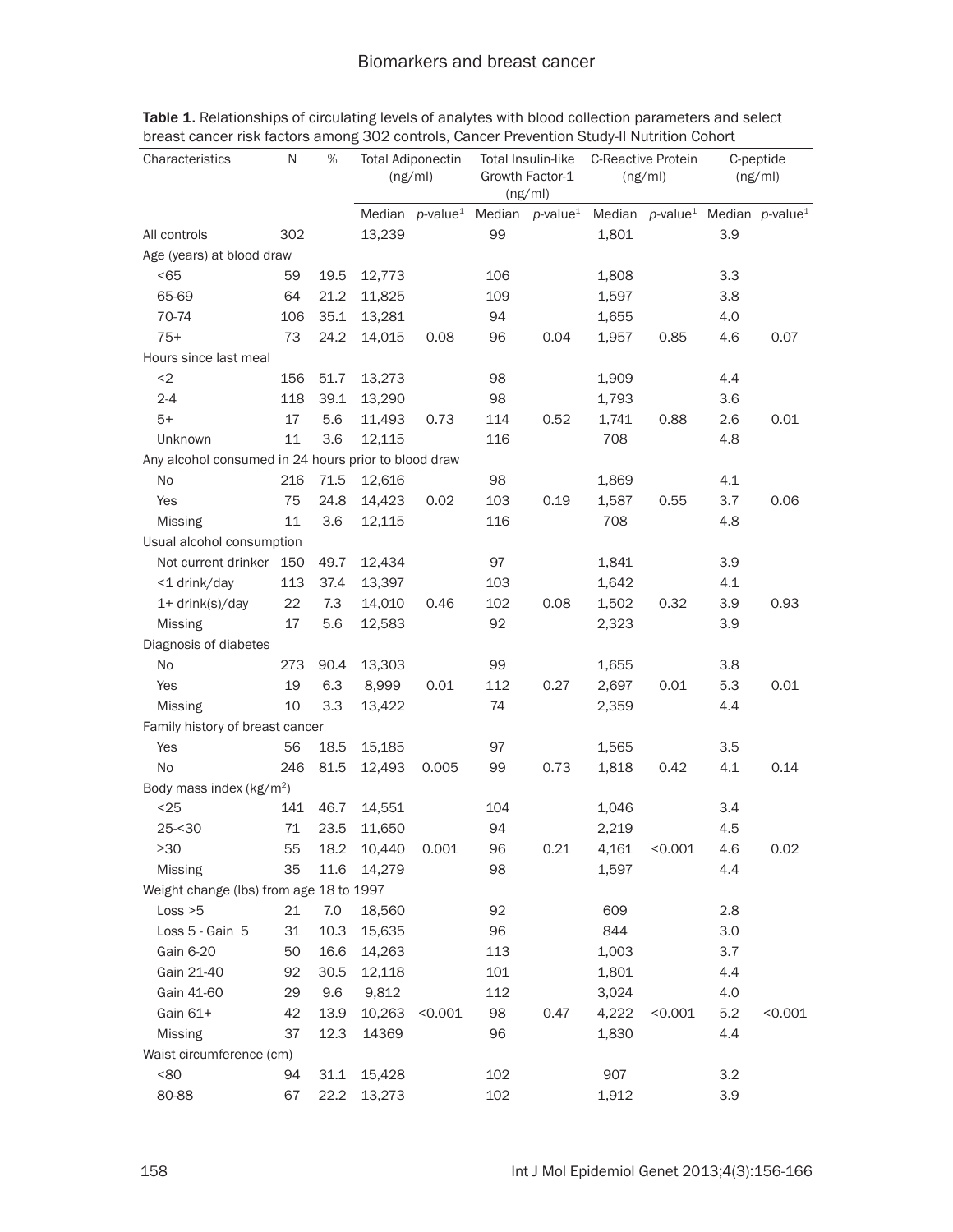**Table 1.** Relationships of circulating levels of analytes with blood collection parameters and select breast cancer risk factors among 302 controls, Cancer Prevention Study-II Nutrition Cohort

| Characteristics | N | % | Total Adiponectin (ng/ml) | | Total Insulin-like Growth Factor-1 (ng/ml) | | C-Reactive Protein (ng/ml) | | C-peptide (ng/ml) | |
|---|---|---|---|---|---|---|---|---|---|---|
| | | | Median | p-value[1] | Median | p-value[1] | Median | p-value[1] | Median | p-value[1] |
| All controls | 302 | | 13,239 | | 99 | | 1,801 | | 3.9 | |
| Age (years) at blood draw | | | | | | | | | | |
| <65 | 59 | 19.5 | 12,773 | | 106 | | 1,808 | | 3.3 | |
| 65-69 | 64 | 21.2 | 11,825 | | 109 | | 1,597 | | 3.8 | |
| 70-74 | 106 | 35.1 | 13,281 | | 94 | | 1,655 | | 4.0 | |
| 75+ | 73 | 24.2 | 14,015 | 0.08 | 96 | 0.04 | 1,957 | 0.85 | 4.6 | 0.07 |
| Hours since last meal | | | | | | | | | | |
| <2 | 156 | 51.7 | 13,273 | | 98 | | 1,909 | | 4.4 | |
| 2-4 | 118 | 39.1 | 13,290 | | 98 | | 1,793 | | 3.6 | |
| 5+ | 17 | 5.6 | 11,493 | 0.73 | 114 | 0.52 | 1,741 | 0.88 | 2.6 | 0.01 |
| Unknown | 11 | 3.6 | 12,115 | | 116 | | 708 | | 4.8 | |
| Any alcohol consumed in 24 hours prior to blood draw | | | | | | | | | | |
| No | 216 | 71.5 | 12,616 | | 98 | | 1,869 | | 4.1 | |
| Yes | 75 | 24.8 | 14,423 | 0.02 | 103 | 0.19 | 1,587 | 0.55 | 3.7 | 0.06 |
| Missing | 11 | 3.6 | 12,115 | | 116 | | 708 | | 4.8 | |
| Usual alcohol consumption | | | | | | | | | | |
| Not current drinker | 150 | 49.7 | 12,434 | | 97 | | 1,841 | | 3.9 | |
| <1 drink/day | 113 | 37.4 | 13,397 | | 103 | | 1,642 | | 4.1 | |
| 1+ drink(s)/day | 22 | 7.3 | 14,010 | 0.46 | 102 | 0.08 | 1,502 | 0.32 | 3.9 | 0.93 |
| Missing | 17 | 5.6 | 12,583 | | 92 | | 2,323 | | 3.9 | |
| Diagnosis of diabetes | | | | | | | | | | |
| No | 273 | 90.4 | 13,303 | | 99 | | 1,655 | | 3.8 | |
| Yes | 19 | 6.3 | 8,999 | 0.01 | 112 | 0.27 | 2,697 | 0.01 | 5.3 | 0.01 |
| Missing | 10 | 3.3 | 13,422 | | 74 | | 2,359 | | 4.4 | |
| Family history of breast cancer | | | | | | | | | | |
| Yes | 56 | 18.5 | 15,185 | | 97 | | 1,565 | | 3.5 | |
| No | 246 | 81.5 | 12,493 | 0.005 | 99 | 0.73 | 1,818 | 0.42 | 4.1 | 0.14 |
| Body mass index ($kg/m^2$) | | | | | | | | | | |
| <25 | 141 | 46.7 | 14,551 | | 104 | | 1,046 | | 3.4 | |
| 25-<30 | 71 | 23.5 | 11,650 | | 94 | | 2,219 | | 4.5 | |
| ≥30 | 55 | 18.2 | 10,440 | 0.001 | 96 | 0.21 | 4,161 | <0.001 | 4.6 | 0.02 |
| Missing | 35 | 11.6 | 14,279 | | 98 | | 1,597 | | 4.4 | |
| Weight change (lbs) from age 18 to 1997 | | | | | | | | | | |
| Loss >5 | 21 | 7.0 | 18,560 | | 92 | | 609 | | 2.8 | |
| Loss 5 - Gain 5 | 31 | 10.3 | 15,635 | | 96 | | 844 | | 3.0 | |
| Gain 6-20 | 50 | 16.6 | 14,263 | | 113 | | 1,003 | | 3.7 | |
| Gain 21-40 | 92 | 30.5 | 12,118 | | 101 | | 1,801 | | 4.4 | |
| Gain 41-60 | 29 | 9.6 | 9,812 | | 112 | | 3,024 | | 4.0 | |
| Gain 61+ | 42 | 13.9 | 10,263 | <0.001 | 98 | 0.47 | 4,222 | <0.001 | 5.2 | <0.001 |
| Missing | 37 | 12.3 | 14369 | | 96 | | 1,830 | | 4.4 | |
| Waist circumference (cm) | | | | | | | | | | |
| <80 | 94 | 31.1 | 15,428 | | 102 | | 907 | | 3.2 | |
| 80-88 | 67 | 22.2 | 13,273 | | 102 | | 1,912 | | 3.9 | |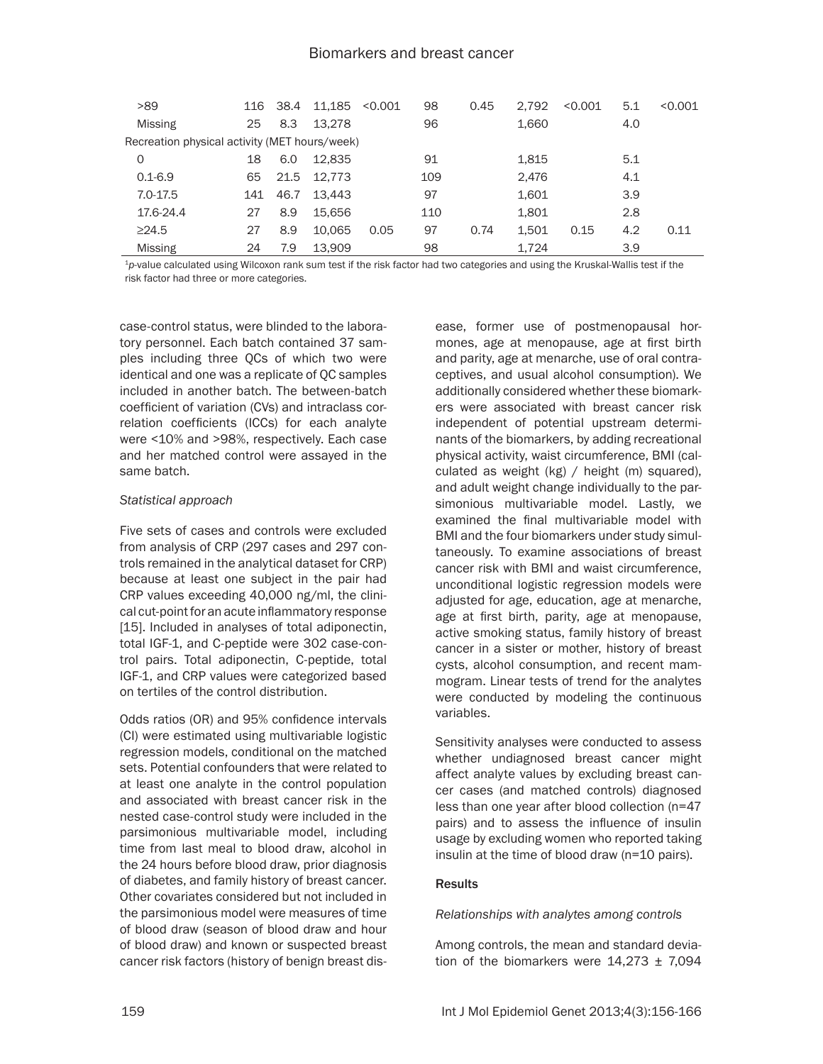| | | | | | | | | | | |
|---|---|---|---|---|---|---|---|---|---|---|
| >89 | 116 | 38.4 | 11,185 | <0.001 | 98 | 0.45 | 2,792 | <0.001 | 5.1 | <0.001 |
| Missing | 25 | 8.3 | 13,278 | | 96 | | 1,660 | | 4.0 | |
| Recreation physical activity (MET hours/week) | | | | | | | | | | |
| 0 | 18 | 6.0 | 12,835 | | 91 | | 1,815 | | 5.1 | |
| 0.1-6.9 | 65 | 21.5 | 12,773 | | 109 | | 2,476 | | 4.1 | |
| 7.0-17.5 | 141 | 46.7 | 13,443 | | 97 | | 1,601 | | 3.9 | |
| 17.6-24.4 | 27 | 8.9 | 15,656 | | 110 | | 1,801 | | 2.8 | |
| ≥24.5 | 27 | 8.9 | 10,065 | 0.05 | 97 | 0.74 | 1,501 | 0.15 | 4.2 | 0.11 |
| Missing | 24 | 7.9 | 13,909 | | 98 | | 1,724 | | 3.9 | |

[1]*p*-value calculated using Wilcoxon rank sum test if the risk factor had two categories and using the Kruskal-Wallis test if the risk factor had three or more categories.

case-control status, were blinded to the laboratory personnel. Each batch contained 37 samples including three QCs of which two were identical and one was a replicate of QC samples included in another batch. The between-batch coefficient of variation (CVs) and intraclass correlation coefficients (ICCs) for each analyte were <10% and >98%, respectively. Each case and her matched control were assayed in the same batch.

*Statistical approach*

Five sets of cases and controls were excluded from analysis of CRP (297 cases and 297 controls remained in the analytical dataset for CRP) because at least one subject in the pair had CRP values exceeding 40,000 ng/ml, the clinical cut-point for an acute inflammatory response [15]. Included in analyses of total adiponectin, total IGF-1, and C-peptide were 302 case-control pairs. Total adiponectin, C-peptide, total IGF-1, and CRP values were categorized based on tertiles of the control distribution.

Odds ratios (OR) and 95% confidence intervals (CI) were estimated using multivariable logistic regression models, conditional on the matched sets. Potential confounders that were related to at least one analyte in the control population and associated with breast cancer risk in the nested case-control study were included in the parsimonious multivariable model, including time from last meal to blood draw, alcohol in the 24 hours before blood draw, prior diagnosis of diabetes, and family history of breast cancer. Other covariates considered but not included in the parsimonious model were measures of time of blood draw (season of blood draw and hour of blood draw) and known or suspected breast cancer risk factors (history of benign breast disease, former use of postmenopausal hormones, age at menopause, age at first birth and parity, age at menarche, use of oral contraceptives, and usual alcohol consumption). We additionally considered whether these biomarkers were associated with breast cancer risk independent of potential upstream determinants of the biomarkers, by adding recreational physical activity, waist circumference, BMI (calculated as weight (kg) / height (m) squared), and adult weight change individually to the parsimonious multivariable model. Lastly, we examined the final multivariable model with BMI and the four biomarkers under study simultaneously. To examine associations of breast cancer risk with BMI and waist circumference, unconditional logistic regression models were adjusted for age, education, age at menarche, age at first birth, parity, age at menopause, active smoking status, family history of breast cancer in a sister or mother, history of breast cysts, alcohol consumption, and recent mammogram. Linear tests of trend for the analytes were conducted by modeling the continuous variables.

Sensitivity analyses were conducted to assess whether undiagnosed breast cancer might affect analyte values by excluding breast cancer cases (and matched controls) diagnosed less than one year after blood collection (n=47 pairs) and to assess the influence of insulin usage by excluding women who reported taking insulin at the time of blood draw (n=10 pairs).

## Results

*Relationships with analytes among controls*

Among controls, the mean and standard deviation of the biomarkers were 14,273 ± 7,094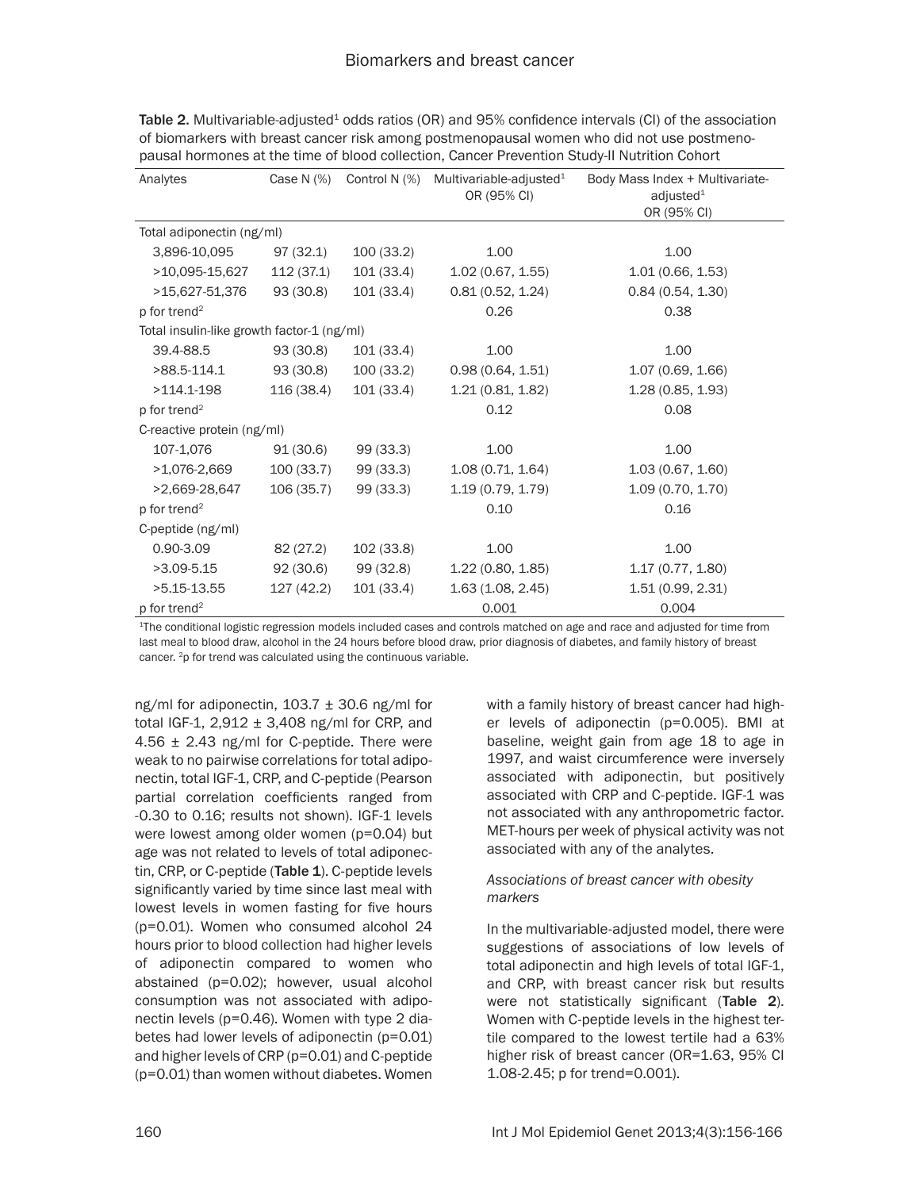**Table 2.** Multivariable-adjusted[1] odds ratios (OR) and 95% confidence intervals (CI) of the association of biomarkers with breast cancer risk among postmenopausal women who did not use postmenopausal hormones at the time of blood collection, Cancer Prevention Study-II Nutrition Cohort

| Analytes | Case N (%) | Control N (%) | Multivariable-adjusted[1] OR (95% CI) | Body Mass Index + Multivariate-adjusted[1] OR (95% CI) |
|---|---|---|---|---|
| Total adiponectin (ng/ml) | | | | |
| 3,896-10,095 | 97 (32.1) | 100 (33.2) | 1.00 | 1.00 |
| >10,095-15,627 | 112 (37.1) | 101 (33.4) | 1.02 (0.67, 1.55) | 1.01 (0.66, 1.53) |
| >15,627-51,376 | 93 (30.8) | 101 (33.4) | 0.81 (0.52, 1.24) | 0.84 (0.54, 1.30) |
| p for trend[2] | | | 0.26 | 0.38 |
| Total insulin-like growth factor-1 (ng/ml) | | | | |
| 39.4-88.5 | 93 (30.8) | 101 (33.4) | 1.00 | 1.00 |
| >88.5-114.1 | 93 (30.8) | 100 (33.2) | 0.98 (0.64, 1.51) | 1.07 (0.69, 1.66) |
| >114.1-198 | 116 (38.4) | 101 (33.4) | 1.21 (0.81, 1.82) | 1.28 (0.85, 1.93) |
| p for trend[2] | | | 0.12 | 0.08 |
| C-reactive protein (ng/ml) | | | | |
| 107-1,076 | 91 (30.6) | 99 (33.3) | 1.00 | 1.00 |
| >1,076-2,669 | 100 (33.7) | 99 (33.3) | 1.08 (0.71, 1.64) | 1.03 (0.67, 1.60) |
| >2,669-28,647 | 106 (35.7) | 99 (33.3) | 1.19 (0.79, 1.79) | 1.09 (0.70, 1.70) |
| p for trend[2] | | | 0.10 | 0.16 |
| C-peptide (ng/ml) | | | | |
| 0.90-3.09 | 82 (27.2) | 102 (33.8) | 1.00 | 1.00 |
| >3.09-5.15 | 92 (30.6) | 99 (32.8) | 1.22 (0.80, 1.85) | 1.17 (0.77, 1.80) |
| >5.15-13.55 | 127 (42.2) | 101 (33.4) | 1.63 (1.08, 2.45) | 1.51 (0.99, 2.31) |
| p for trend[2] | | | 0.001 | 0.004 |

[1]The conditional logistic regression models included cases and controls matched on age and race and adjusted for time from last meal to blood draw, alcohol in the 24 hours before blood draw, prior diagnosis of diabetes, and family history of breast cancer. [2]p for trend was calculated using the continuous variable.

ng/ml for adiponectin, 103.7 ± 30.6 ng/ml for total IGF-1, 2,912 ± 3,408 ng/ml for CRP, and 4.56 ± 2.43 ng/ml for C-peptide. There were weak to no pairwise correlations for total adiponectin, total IGF-1, CRP, and C-peptide (Pearson partial correlation coefficients ranged from -0.30 to 0.16; results not shown). IGF-1 levels were lowest among older women ($p=0.04$) but age was not related to levels of total adiponectin, CRP, or C-peptide (**Table 1**). C-peptide levels significantly varied by time since last meal with lowest levels in women fasting for five hours ($p=0.01$). Women who consumed alcohol 24 hours prior to blood collection had higher levels of adiponectin compared to women who abstained ($p=0.02$); however, usual alcohol consumption was not associated with adiponectin levels ($p=0.46$). Women with type 2 diabetes had lower levels of adiponectin ($p=0.01$) and higher levels of CRP ($p=0.01$) and C-peptide ($p=0.01$) than women without diabetes. Women with a family history of breast cancer had higher levels of adiponectin ($p=0.005$). BMI at baseline, weight gain from age 18 to age in 1997, and waist circumference were inversely associated with adiponectin, but positively associated with CRP and C-peptide. IGF-1 was not associated with any anthropometric factor. MET-hours per week of physical activity was not associated with any of the analytes.

### *Associations of breast cancer with obesity markers*

In the multivariable-adjusted model, there were suggestions of associations of low levels of total adiponectin and high levels of total IGF-1, and CRP, with breast cancer risk but results were not statistically significant (**Table 2**). Women with C-peptide levels in the highest tertile compared to the lowest tertile had a 63% higher risk of breast cancer (OR=1.63, 95% CI 1.08-2.45; p for trend=0.001).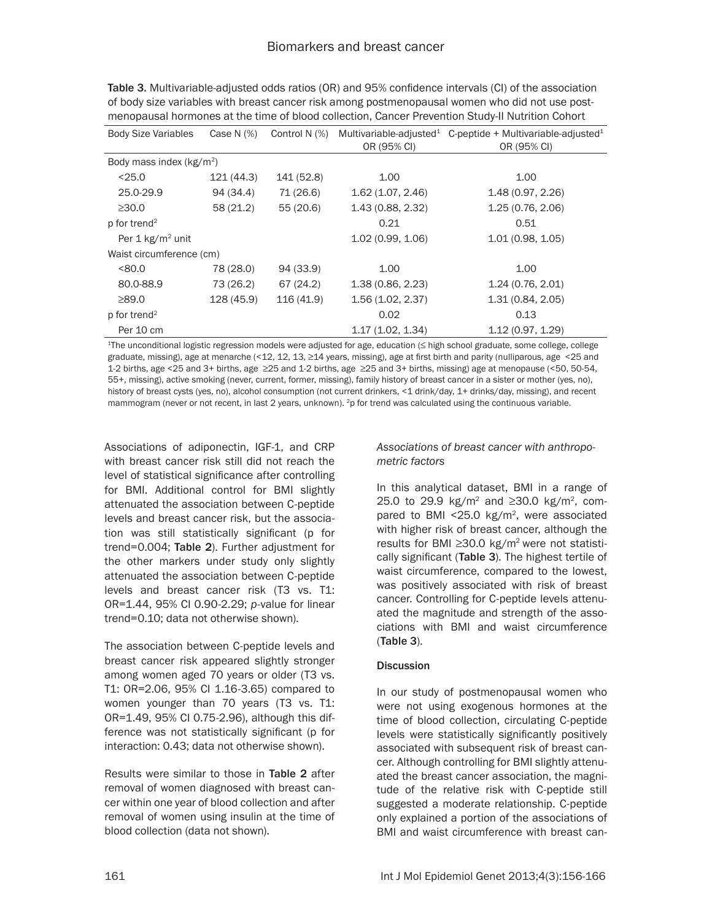**Table 3.** Multivariable-adjusted odds ratios (OR) and 95% confidence intervals (CI) of the association of body size variables with breast cancer risk among postmenopausal women who did not use postmenopausal hormones at the time of blood collection, Cancer Prevention Study-II Nutrition Cohort

| Body Size Variables | Case N (%) | Control N (%) | Multivariable-adjusted[1] OR (95% CI) | C-peptide + Multivariable-adjusted[1] OR (95% CI) |
|---|---|---|---|---|
| Body mass index (kg/m$^2$) | | | | |
| <25.0 | 121 (44.3) | 141 (52.8) | 1.00 | 1.00 |
| 25.0-29.9 | 94 (34.4) | 71 (26.6) | 1.62 (1.07, 2.46) | 1.48 (0.97, 2.26) |
| ≥30.0 | 58 (21.2) | 55 (20.6) | 1.43 (0.88, 2.32) | 1.25 (0.76, 2.06) |
| p for trend[2] | | | 0.21 | 0.51 |
| Per 1 kg/m$^2$ unit | | | 1.02 (0.99, 1.06) | 1.01 (0.98, 1.05) |
| Waist circumference (cm) | | | | |
| <80.0 | 78 (28.0) | 94 (33.9) | 1.00 | 1.00 |
| 80.0-88.9 | 73 (26.2) | 67 (24.2) | 1.38 (0.86, 2.23) | 1.24 (0.76, 2.01) |
| ≥89.0 | 128 (45.9) | 116 (41.9) | 1.56 (1.02, 2.37) | 1.31 (0.84, 2.05) |
| p for trend[2] | | | 0.02 | 0.13 |
| Per 10 cm | | | 1.17 (1.02, 1.34) | 1.12 (0.97, 1.29) |

[1]The unconditional logistic regression models were adjusted for age, education (≤ high school graduate, some college, college graduate, missing), age at menarche (<12, 12, 13, ≥14 years, missing), age at first birth and parity (nulliparous, age <25 and 1-2 births, age <25 and 3+ births, age ≥25 and 1-2 births, age ≥25 and 3+ births, missing) age at menopause (<50, 50-54, 55+, missing), active smoking (never, current, former, missing), family history of breast cancer in a sister or mother (yes, no), history of breast cysts (yes, no), alcohol consumption (not current drinkers, <1 drink/day, 1+ drinks/day, missing), and recent mammogram (never or not recent, in last 2 years, unknown). [2]p for trend was calculated using the continuous variable.

Associations of adiponectin, IGF-1, and CRP with breast cancer risk still did not reach the level of statistical significance after controlling for BMI. Additional control for BMI slightly attenuated the association between C-peptide levels and breast cancer risk, but the association was still statistically significant (p for trend=0.004; **Table 2**). Further adjustment for the other markers under study only slightly attenuated the association between C-peptide levels and breast cancer risk (T3 vs. T1: OR=1.44, 95% CI 0.90-2.29; *p*-value for linear trend=0.10; data not otherwise shown).

The association between C-peptide levels and breast cancer risk appeared slightly stronger among women aged 70 years or older (T3 vs. T1: OR=2.06, 95% CI 1.16-3.65) compared to women younger than 70 years (T3 vs. T1: OR=1.49, 95% CI 0.75-2.96), although this difference was not statistically significant (p for interaction: 0.43; data not otherwise shown).

Results were similar to those in **Table 2** after removal of women diagnosed with breast cancer within one year of blood collection and after removal of women using insulin at the time of blood collection (data not shown).

*Associations of breast cancer with anthropometric factors*

In this analytical dataset, BMI in a range of 25.0 to 29.9 kg/m$^2$ and ≥30.0 kg/m$^2$, compared to BMI <25.0 kg/m$^2$, were associated with higher risk of breast cancer, although the results for BMI ≥30.0 kg/m$^2$ were not statistically significant (**Table 3**). The highest tertile of waist circumference, compared to the lowest, was positively associated with risk of breast cancer. Controlling for C-peptide levels attenuated the magnitude and strength of the associations with BMI and waist circumference (**Table 3**).

## Discussion

In our study of postmenopausal women who were not using exogenous hormones at the time of blood collection, circulating C-peptide levels were statistically significantly positively associated with subsequent risk of breast cancer. Although controlling for BMI slightly attenuated the breast cancer association, the magnitude of the relative risk with C-peptide still suggested a moderate relationship. C-peptide only explained a portion of the associations of BMI and waist circumference with breast can-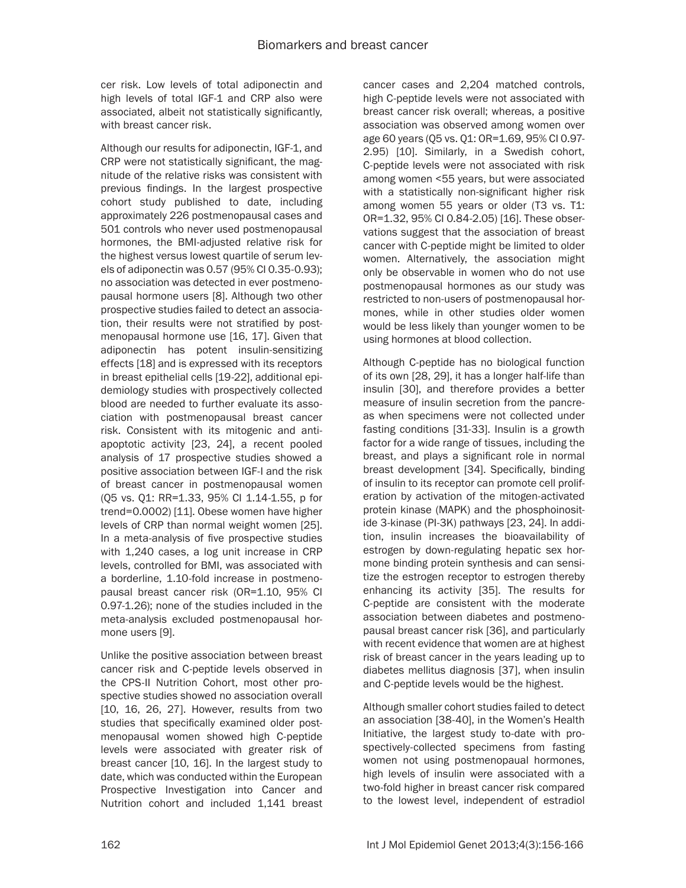cer risk. Low levels of total adiponectin and high levels of total IGF-1 and CRP also were associated, albeit not statistically significantly, with breast cancer risk.

Although our results for adiponectin, IGF-1, and CRP were not statistically significant, the magnitude of the relative risks was consistent with previous findings. In the largest prospective cohort study published to date, including approximately 226 postmenopausal cases and 501 controls who never used postmenopausal hormones, the BMI-adjusted relative risk for the highest versus lowest quartile of serum levels of adiponectin was 0.57 (95% CI 0.35-0.93); no association was detected in ever postmenopausal hormone users [8]. Although two other prospective studies failed to detect an association, their results were not stratified by postmenopausal hormone use [16, 17]. Given that adiponectin has potent insulin-sensitizing effects [18] and is expressed with its receptors in breast epithelial cells [19-22], additional epidemiology studies with prospectively collected blood are needed to further evaluate its association with postmenopausal breast cancer risk. Consistent with its mitogenic and anti-apoptotic activity [23, 24], a recent pooled analysis of 17 prospective studies showed a positive association between IGF-I and the risk of breast cancer in postmenopausal women (Q5 vs. Q1: RR=1.33, 95% CI 1.14-1.55, p for trend=0.0002) [11]. Obese women have higher levels of CRP than normal weight women [25]. In a meta-analysis of five prospective studies with 1,240 cases, a log unit increase in CRP levels, controlled for BMI, was associated with a borderline, 1.10-fold increase in postmenopausal breast cancer risk (OR=1.10, 95% CI 0.97-1.26); none of the studies included in the meta-analysis excluded postmenopausal hormone users [9].

Unlike the positive association between breast cancer risk and C-peptide levels observed in the CPS-II Nutrition Cohort, most other prospective studies showed no association overall [10, 16, 26, 27]. However, results from two studies that specifically examined older postmenopausal women showed high C-peptide levels were associated with greater risk of breast cancer [10, 16]. In the largest study to date, which was conducted within the European Prospective Investigation into Cancer and Nutrition cohort and included 1,141 breast cancer cases and 2,204 matched controls, high C-peptide levels were not associated with breast cancer risk overall; whereas, a positive association was observed among women over age 60 years (Q5 vs. Q1: OR=1.69, 95% CI 0.97-2.95) [10]. Similarly, in a Swedish cohort, C-peptide levels were not associated with risk among women <55 years, but were associated with a statistically non-significant higher risk among women 55 years or older (T3 vs. T1: OR=1.32, 95% CI 0.84-2.05) [16]. These observations suggest that the association of breast cancer with C-peptide might be limited to older women. Alternatively, the association might only be observable in women who do not use postmenopausal hormones as our study was restricted to non-users of postmenopausal hormones, while in other studies older women would be less likely than younger women to be using hormones at blood collection.

Although C-peptide has no biological function of its own [28, 29], it has a longer half-life than insulin [30], and therefore provides a better measure of insulin secretion from the pancreas when specimens were not collected under fasting conditions [31-33]. Insulin is a growth factor for a wide range of tissues, including the breast, and plays a significant role in normal breast development [34]. Specifically, binding of insulin to its receptor can promote cell proliferation by activation of the mitogen-activated protein kinase (MAPK) and the phosphoinositide 3-kinase (PI-3K) pathways [23, 24]. In addition, insulin increases the bioavailability of estrogen by down-regulating hepatic sex hormone binding protein synthesis and can sensitize the estrogen receptor to estrogen thereby enhancing its activity [35]. The results for C-peptide are consistent with the moderate association between diabetes and postmenopausal breast cancer risk [36], and particularly with recent evidence that women are at highest risk of breast cancer in the years leading up to diabetes mellitus diagnosis [37], when insulin and C-peptide levels would be the highest.

Although smaller cohort studies failed to detect an association [38-40], in the Women's Health Initiative, the largest study to-date with prospectively-collected specimens from fasting women not using postmenopaual hormones, high levels of insulin were associated with a two-fold higher in breast cancer risk compared to the lowest level, independent of estradiol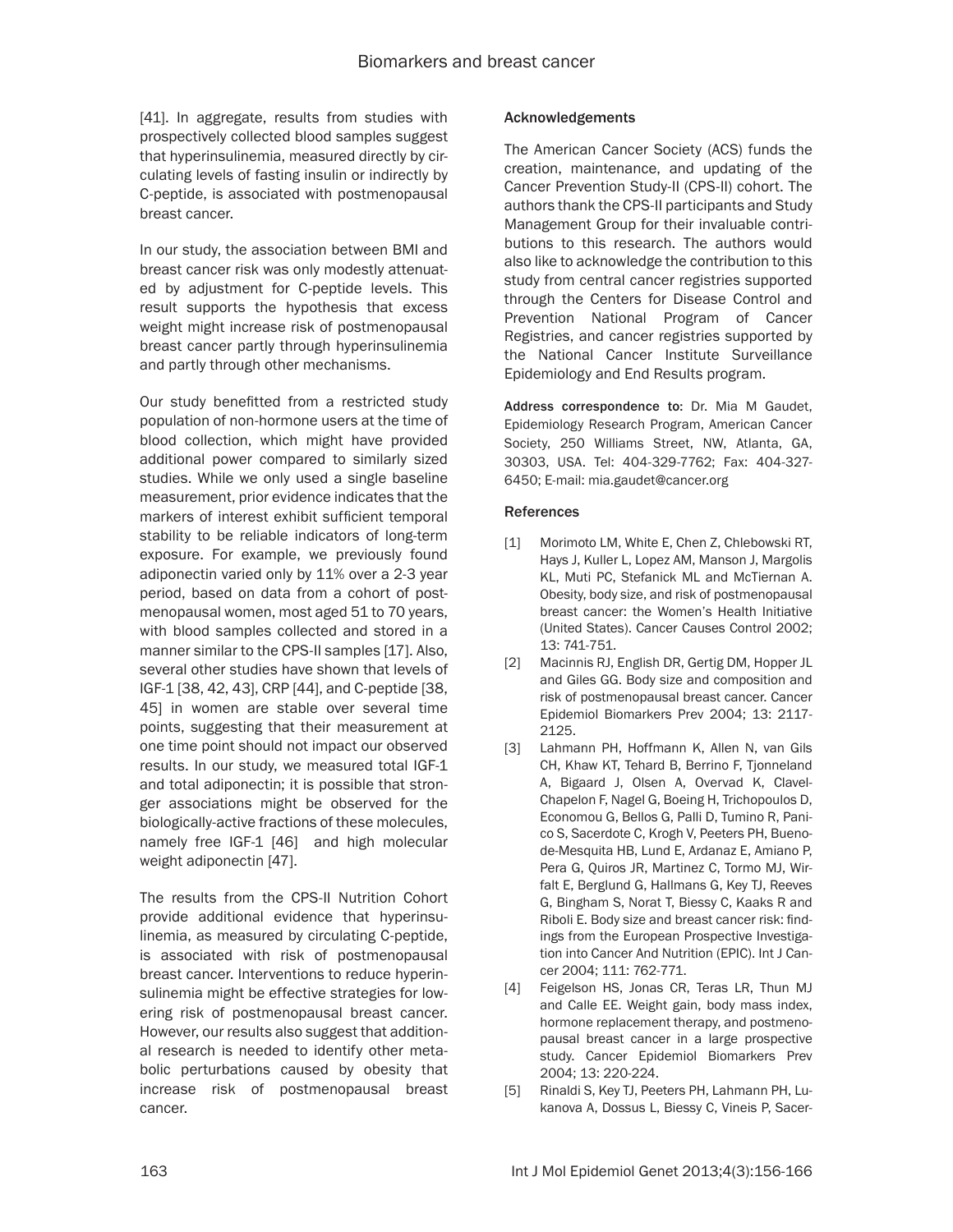[41]. In aggregate, results from studies with prospectively collected blood samples suggest that hyperinsulinemia, measured directly by circulating levels of fasting insulin or indirectly by C-peptide, is associated with postmenopausal breast cancer.

In our study, the association between BMI and breast cancer risk was only modestly attenuated by adjustment for C-peptide levels. This result supports the hypothesis that excess weight might increase risk of postmenopausal breast cancer partly through hyperinsulinemia and partly through other mechanisms.

Our study benefitted from a restricted study population of non-hormone users at the time of blood collection, which might have provided additional power compared to similarly sized studies. While we only used a single baseline measurement, prior evidence indicates that the markers of interest exhibit sufficient temporal stability to be reliable indicators of long-term exposure. For example, we previously found adiponectin varied only by 11% over a 2-3 year period, based on data from a cohort of postmenopausal women, most aged 51 to 70 years, with blood samples collected and stored in a manner similar to the CPS-II samples [17]. Also, several other studies have shown that levels of IGF-1 [38, 42, 43], CRP [44], and C-peptide [38, 45] in women are stable over several time points, suggesting that their measurement at one time point should not impact our observed results. In our study, we measured total IGF-1 and total adiponectin; it is possible that stronger associations might be observed for the biologically-active fractions of these molecules, namely free IGF-1 [46] and high molecular weight adiponectin [47].

The results from the CPS-II Nutrition Cohort provide additional evidence that hyperinsulinemia, as measured by circulating C-peptide, is associated with risk of postmenopausal breast cancer. Interventions to reduce hyperinsulinemia might be effective strategies for lowering risk of postmenopausal breast cancer. However, our results also suggest that additional research is needed to identify other metabolic perturbations caused by obesity that increase risk of postmenopausal breast cancer.

## Acknowledgements

The American Cancer Society (ACS) funds the creation, maintenance, and updating of the Cancer Prevention Study-II (CPS-II) cohort. The authors thank the CPS-II participants and Study Management Group for their invaluable contributions to this research. The authors would also like to acknowledge the contribution to this study from central cancer registries supported through the Centers for Disease Control and Prevention National Program of Cancer Registries, and cancer registries supported by the National Cancer Institute Surveillance Epidemiology and End Results program.

**Address correspondence to:** Dr. Mia M Gaudet, Epidemiology Research Program, American Cancer Society, 250 Williams Street, NW, Atlanta, GA, 30303, USA. Tel: 404-329-7762; Fax: 404-327-6450; E-mail: mia.gaudet@cancer.org

## References

[1] Morimoto LM, White E, Chen Z, Chlebowski RT, Hays J, Kuller L, Lopez AM, Manson J, Margolis KL, Muti PC, Stefanick ML and McTiernan A. Obesity, body size, and risk of postmenopausal breast cancer: the Women's Health Initiative (United States). Cancer Causes Control 2002; 13: 741-751.

[2] Macinnis RJ, English DR, Gertig DM, Hopper JL and Giles GG. Body size and composition and risk of postmenopausal breast cancer. Cancer Epidemiol Biomarkers Prev 2004; 13: 2117-2125.

[3] Lahmann PH, Hoffmann K, Allen N, van Gils CH, Khaw KT, Tehard B, Berrino F, Tjonneland A, Bigaard J, Olsen A, Overvad K, Clavel-Chapelon F, Nagel G, Boeing H, Trichopoulos D, Economou G, Bellos G, Palli D, Tumino R, Panico S, Sacerdote C, Krogh V, Peeters PH, Bueno-de-Mesquita HB, Lund E, Ardanaz E, Amiano P, Pera G, Quiros JR, Martinez C, Tormo MJ, Wirfalt E, Berglund G, Hallmans G, Key TJ, Reeves G, Bingham S, Norat T, Biessy C, Kaaks R and Riboli E. Body size and breast cancer risk: findings from the European Prospective Investigation into Cancer And Nutrition (EPIC). Int J Cancer 2004; 111: 762-771.

[4] Feigelson HS, Jonas CR, Teras LR, Thun MJ and Calle EE. Weight gain, body mass index, hormone replacement therapy, and postmenopausal breast cancer in a large prospective study. Cancer Epidemiol Biomarkers Prev 2004; 13: 220-224.

[5] Rinaldi S, Key TJ, Peeters PH, Lahmann PH, Lukanova A, Dossus L, Biessy C, Vineis P, Sacer-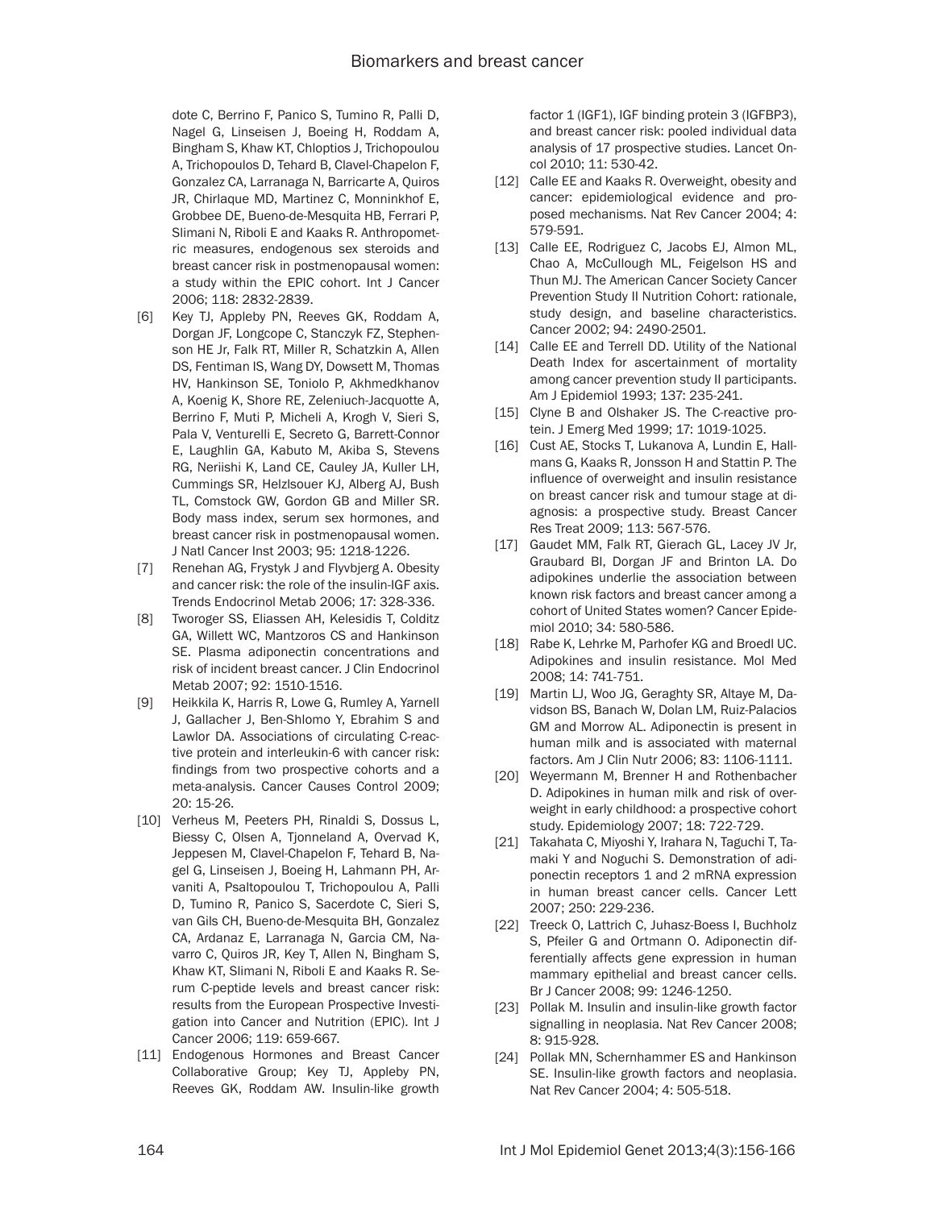dote C, Berrino F, Panico S, Tumino R, Palli D, Nagel G, Linseisen J, Boeing H, Roddam A, Bingham S, Khaw KT, Chloptios J, Trichopoulou A, Trichopoulos D, Tehard B, Clavel-Chapelon F, Gonzalez CA, Larranaga N, Barricarte A, Quiros JR, Chirlaque MD, Martinez C, Monninkhof E, Grobbee DE, Bueno-de-Mesquita HB, Ferrari P, Slimani N, Riboli E and Kaaks R. Anthropometric measures, endogenous sex steroids and breast cancer risk in postmenopausal women: a study within the EPIC cohort. Int J Cancer 2006; 118: 2832-2839.

[6] Key TJ, Appleby PN, Reeves GK, Roddam A, Dorgan JF, Longcope C, Stanczyk FZ, Stephenson HE Jr, Falk RT, Miller R, Schatzkin A, Allen DS, Fentiman IS, Wang DY, Dowsett M, Thomas HV, Hankinson SE, Toniolo P, Akhmedkhanov A, Koenig K, Shore RE, Zeleniuch-Jacquotte A, Berrino F, Muti P, Micheli A, Krogh V, Sieri S, Pala V, Venturelli E, Secreto G, Barrett-Connor E, Laughlin GA, Kabuto M, Akiba S, Stevens RG, Neriishi K, Land CE, Cauley JA, Kuller LH, Cummings SR, Helzlsouer KJ, Alberg AJ, Bush TL, Comstock GW, Gordon GB and Miller SR. Body mass index, serum sex hormones, and breast cancer risk in postmenopausal women. J Natl Cancer Inst 2003; 95: 1218-1226.

[7] Renehan AG, Frystyk J and Flyvbjerg A. Obesity and cancer risk: the role of the insulin-IGF axis. Trends Endocrinol Metab 2006; 17: 328-336.

[8] Tworoger SS, Eliassen AH, Kelesidis T, Colditz GA, Willett WC, Mantzoros CS and Hankinson SE. Plasma adiponectin concentrations and risk of incident breast cancer. J Clin Endocrinol Metab 2007; 92: 1510-1516.

[9] Heikkila K, Harris R, Lowe G, Rumley A, Yarnell J, Gallacher J, Ben-Shlomo Y, Ebrahim S and Lawlor DA. Associations of circulating C-reactive protein and interleukin-6 with cancer risk: findings from two prospective cohorts and a meta-analysis. Cancer Causes Control 2009; 20: 15-26.

[10] Verheus M, Peeters PH, Rinaldi S, Dossus L, Biessy C, Olsen A, Tjonneland A, Overvad K, Jeppesen M, Clavel-Chapelon F, Tehard B, Nagel G, Linseisen J, Boeing H, Lahmann PH, Arvaniti A, Psaltopoulou T, Trichopoulou A, Palli D, Tumino R, Panico S, Sacerdote C, Sieri S, van Gils CH, Bueno-de-Mesquita BH, Gonzalez CA, Ardanaz E, Larranaga N, Garcia CM, Navarro C, Quiros JR, Key T, Allen N, Bingham S, Khaw KT, Slimani N, Riboli E and Kaaks R. Serum C-peptide levels and breast cancer risk: results from the European Prospective Investigation into Cancer and Nutrition (EPIC). Int J Cancer 2006; 119: 659-667.

[11] Endogenous Hormones and Breast Cancer Collaborative Group; Key TJ, Appleby PN, Reeves GK, Roddam AW. Insulin-like growth factor 1 (IGF1), IGF binding protein 3 (IGFBP3), and breast cancer risk: pooled individual data analysis of 17 prospective studies. Lancet Oncol 2010; 11: 530-42.

[12] Calle EE and Kaaks R. Overweight, obesity and cancer: epidemiological evidence and proposed mechanisms. Nat Rev Cancer 2004; 4: 579-591.

[13] Calle EE, Rodriguez C, Jacobs EJ, Almon ML, Chao A, McCullough ML, Feigelson HS and Thun MJ. The American Cancer Society Cancer Prevention Study II Nutrition Cohort: rationale, study design, and baseline characteristics. Cancer 2002; 94: 2490-2501.

[14] Calle EE and Terrell DD. Utility of the National Death Index for ascertainment of mortality among cancer prevention study II participants. Am J Epidemiol 1993; 137: 235-241.

[15] Clyne B and Olshaker JS. The C-reactive protein. J Emerg Med 1999; 17: 1019-1025.

[16] Cust AE, Stocks T, Lukanova A, Lundin E, Hallmans G, Kaaks R, Jonsson H and Stattin P. The influence of overweight and insulin resistance on breast cancer risk and tumour stage at diagnosis: a prospective study. Breast Cancer Res Treat 2009; 113: 567-576.

[17] Gaudet MM, Falk RT, Gierach GL, Lacey JV Jr, Graubard BI, Dorgan JF and Brinton LA. Do adipokines underlie the association between known risk factors and breast cancer among a cohort of United States women? Cancer Epidemiol 2010; 34: 580-586.

[18] Rabe K, Lehrke M, Parhofer KG and Broedl UC. Adipokines and insulin resistance. Mol Med 2008; 14: 741-751.

[19] Martin LJ, Woo JG, Geraghty SR, Altaye M, Davidson BS, Banach W, Dolan LM, Ruiz-Palacios GM and Morrow AL. Adiponectin is present in human milk and is associated with maternal factors. Am J Clin Nutr 2006; 83: 1106-1111.

[20] Weyermann M, Brenner H and Rothenbacher D. Adipokines in human milk and risk of overweight in early childhood: a prospective cohort study. Epidemiology 2007; 18: 722-729.

[21] Takahata C, Miyoshi Y, Irahara N, Taguchi T, Tamaki Y and Noguchi S. Demonstration of adiponectin receptors 1 and 2 mRNA expression in human breast cancer cells. Cancer Lett 2007; 250: 229-236.

[22] Treeck O, Lattrich C, Juhasz-Boess I, Buchholz S, Pfeiler G and Ortmann O. Adiponectin differentially affects gene expression in human mammary epithelial and breast cancer cells. Br J Cancer 2008; 99: 1246-1250.

[23] Pollak M. Insulin and insulin-like growth factor signalling in neoplasia. Nat Rev Cancer 2008; 8: 915-928.

[24] Pollak MN, Schernhammer ES and Hankinson SE. Insulin-like growth factors and neoplasia. Nat Rev Cancer 2004; 4: 505-518.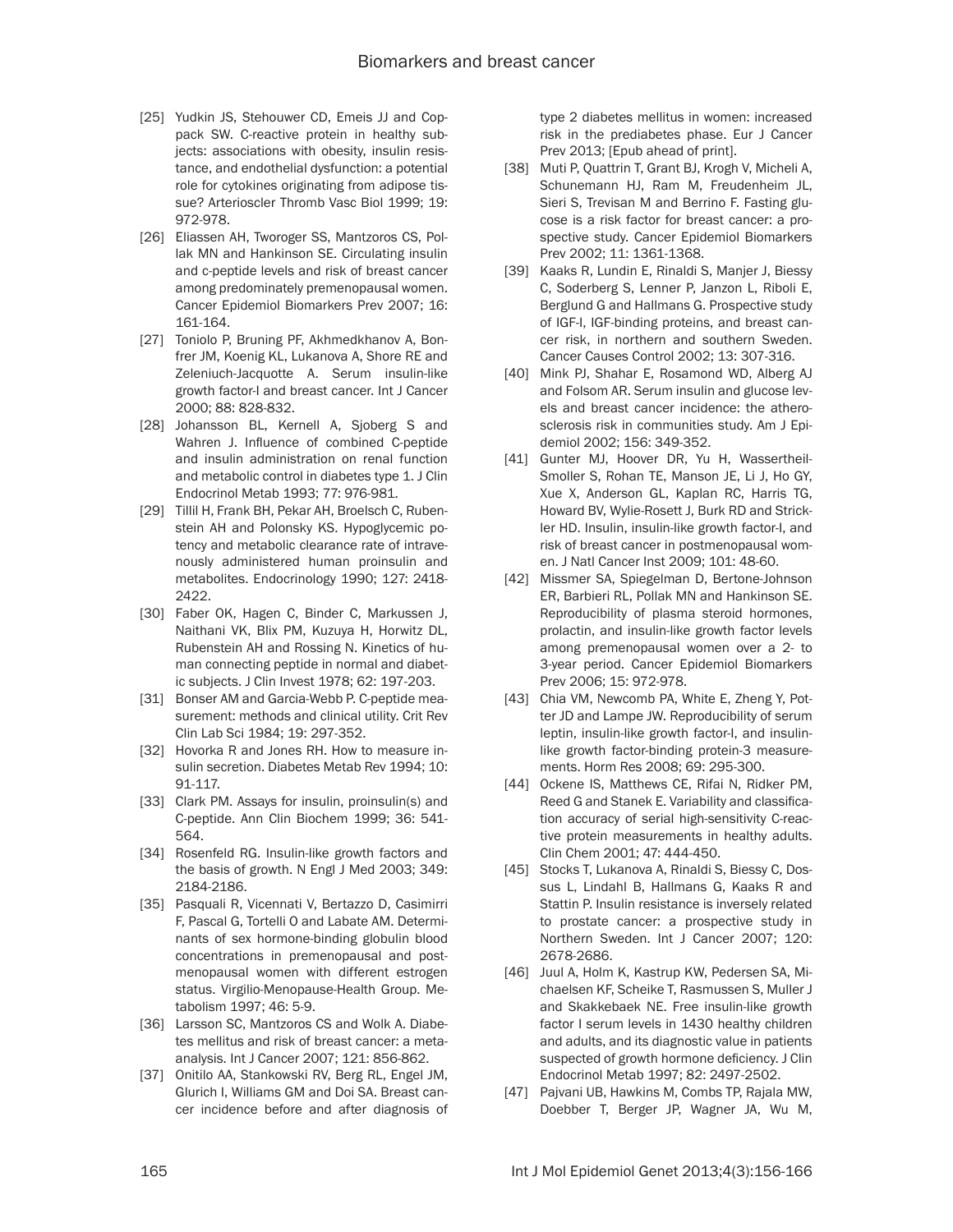[25] Yudkin JS, Stehouwer CD, Emeis JJ and Coppack SW. C-reactive protein in healthy subjects: associations with obesity, insulin resistance, and endothelial dysfunction: a potential role for cytokines originating from adipose tissue? Arterioscler Thromb Vasc Biol 1999; 19: 972-978.

[26] Eliassen AH, Tworoger SS, Mantzoros CS, Pollak MN and Hankinson SE. Circulating insulin and c-peptide levels and risk of breast cancer among predominately premenopausal women. Cancer Epidemiol Biomarkers Prev 2007; 16: 161-164.

[27] Toniolo P, Bruning PF, Akhmedkhanov A, Bonfrer JM, Koenig KL, Lukanova A, Shore RE and Zeleniuch-Jacquotte A. Serum insulin-like growth factor-I and breast cancer. Int J Cancer 2000; 88: 828-832.

[28] Johansson BL, Kernell A, Sjoberg S and Wahren J. Influence of combined C-peptide and insulin administration on renal function and metabolic control in diabetes type 1. J Clin Endocrinol Metab 1993; 77: 976-981.

[29] Tillil H, Frank BH, Pekar AH, Broelsch C, Rubenstein AH and Polonsky KS. Hypoglycemic potency and metabolic clearance rate of intravenously administered human proinsulin and metabolites. Endocrinology 1990; 127: 2418-2422.

[30] Faber OK, Hagen C, Binder C, Markussen J, Naithani VK, Blix PM, Kuzuya H, Horwitz DL, Rubenstein AH and Rossing N. Kinetics of human connecting peptide in normal and diabetic subjects. J Clin Invest 1978; 62: 197-203.

[31] Bonser AM and Garcia-Webb P. C-peptide measurement: methods and clinical utility. Crit Rev Clin Lab Sci 1984; 19: 297-352.

[32] Hovorka R and Jones RH. How to measure insulin secretion. Diabetes Metab Rev 1994; 10: 91-117.

[33] Clark PM. Assays for insulin, proinsulin(s) and C-peptide. Ann Clin Biochem 1999; 36: 541-564.

[34] Rosenfeld RG. Insulin-like growth factors and the basis of growth. N Engl J Med 2003; 349: 2184-2186.

[35] Pasquali R, Vicennati V, Bertazzo D, Casimirri F, Pascal G, Tortelli O and Labate AM. Determinants of sex hormone-binding globulin blood concentrations in premenopausal and postmenopausal women with different estrogen status. Virgilio-Menopause-Health Group. Metabolism 1997; 46: 5-9.

[36] Larsson SC, Mantzoros CS and Wolk A. Diabetes mellitus and risk of breast cancer: a meta-analysis. Int J Cancer 2007; 121: 856-862.

[37] Onitilo AA, Stankowski RV, Berg RL, Engel JM, Glurich I, Williams GM and Doi SA. Breast cancer incidence before and after diagnosis of type 2 diabetes mellitus in women: increased risk in the prediabetes phase. Eur J Cancer Prev 2013; [Epub ahead of print].

[38] Muti P, Quattrin T, Grant BJ, Krogh V, Micheli A, Schunemann HJ, Ram M, Freudenheim JL, Sieri S, Trevisan M and Berrino F. Fasting glucose is a risk factor for breast cancer: a prospective study. Cancer Epidemiol Biomarkers Prev 2002; 11: 1361-1368.

[39] Kaaks R, Lundin E, Rinaldi S, Manjer J, Biessy C, Soderberg S, Lenner P, Janzon L, Riboli E, Berglund G and Hallmans G. Prospective study of IGF-I, IGF-binding proteins, and breast cancer risk, in northern and southern Sweden. Cancer Causes Control 2002; 13: 307-316.

[40] Mink PJ, Shahar E, Rosamond WD, Alberg AJ and Folsom AR. Serum insulin and glucose levels and breast cancer incidence: the atherosclerosis risk in communities study. Am J Epidemiol 2002; 156: 349-352.

[41] Gunter MJ, Hoover DR, Yu H, Wassertheil-Smoller S, Rohan TE, Manson JE, Li J, Ho GY, Xue X, Anderson GL, Kaplan RC, Harris TG, Howard BV, Wylie-Rosett J, Burk RD and Strickler HD. Insulin, insulin-like growth factor-I, and risk of breast cancer in postmenopausal women. J Natl Cancer Inst 2009; 101: 48-60.

[42] Missmer SA, Spiegelman D, Bertone-Johnson ER, Barbieri RL, Pollak MN and Hankinson SE. Reproducibility of plasma steroid hormones, prolactin, and insulin-like growth factor levels among premenopausal women over a 2- to 3-year period. Cancer Epidemiol Biomarkers Prev 2006; 15: 972-978.

[43] Chia VM, Newcomb PA, White E, Zheng Y, Potter JD and Lampe JW. Reproducibility of serum leptin, insulin-like growth factor-I, and insulin-like growth factor-binding protein-3 measurements. Horm Res 2008; 69: 295-300.

[44] Ockene IS, Matthews CE, Rifai N, Ridker PM, Reed G and Stanek E. Variability and classification accuracy of serial high-sensitivity C-reactive protein measurements in healthy adults. Clin Chem 2001; 47: 444-450.

[45] Stocks T, Lukanova A, Rinaldi S, Biessy C, Dossus L, Lindahl B, Hallmans G, Kaaks R and Stattin P. Insulin resistance is inversely related to prostate cancer: a prospective study in Northern Sweden. Int J Cancer 2007; 120: 2678-2686.

[46] Juul A, Holm K, Kastrup KW, Pedersen SA, Michaelsen KF, Scheike T, Rasmussen S, Muller J and Skakkebaek NE. Free insulin-like growth factor I serum levels in 1430 healthy children and adults, and its diagnostic value in patients suspected of growth hormone deficiency. J Clin Endocrinol Metab 1997; 82: 2497-2502.

[47] Pajvani UB, Hawkins M, Combs TP, Rajala MW, Doebber T, Berger JP, Wagner JA, Wu M,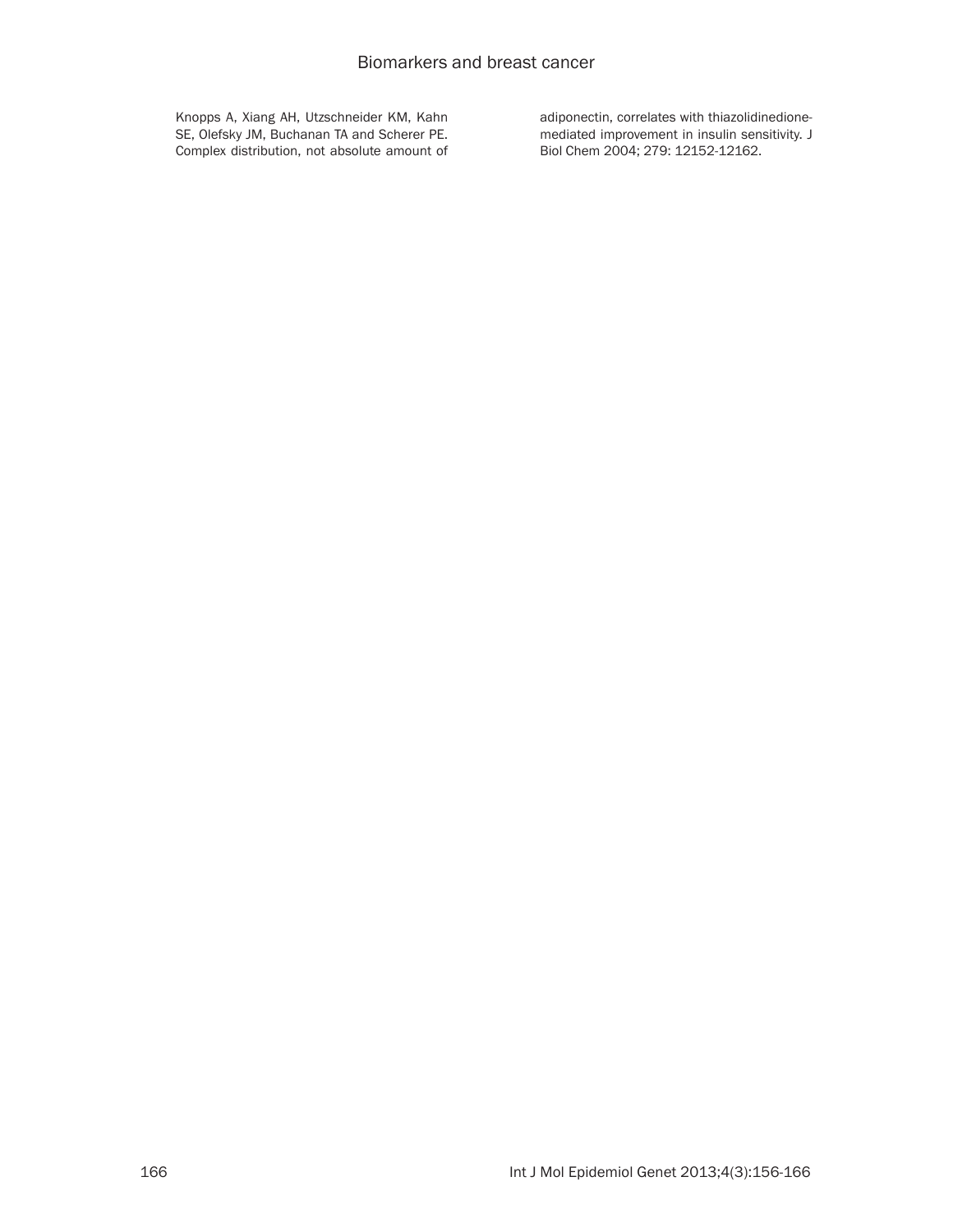Knopps A, Xiang AH, Utzschneider KM, Kahn SE, Olefsky JM, Buchanan TA and Scherer PE. Complex distribution, not absolute amount of adiponectin, correlates with thiazolidinedione-mediated improvement in insulin sensitivity. J Biol Chem 2004; 279: 12152-12162.